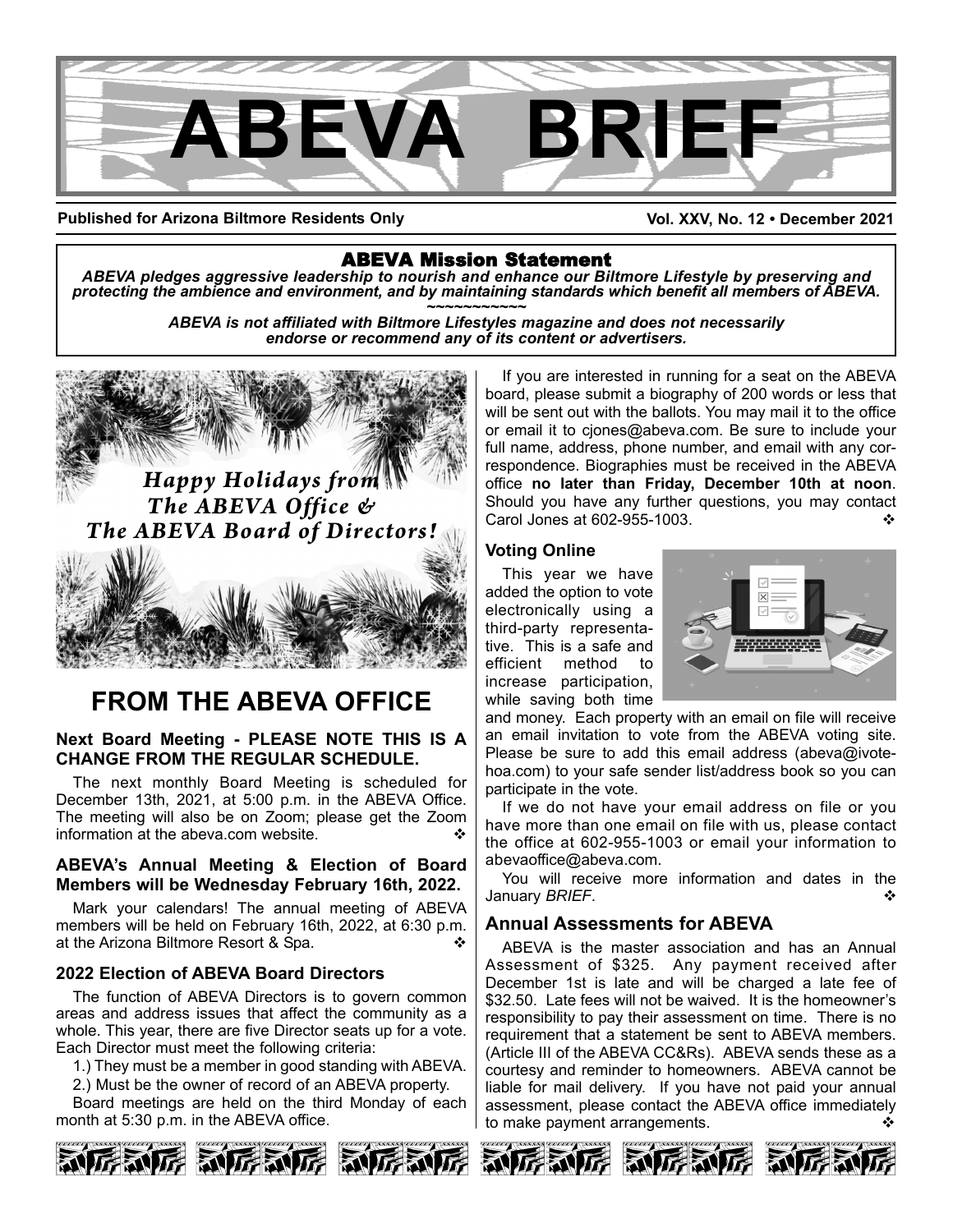# ABEVA BRIEF

**Published for Arizona Biltmore Residents Only** **Vol. XXV, No. 12 • December 2021**

## ABEVA Mission Statement

***ABEVA pledges aggressive leadership to nourish and enhance our Biltmore Lifestyle by preserving and protecting the ambience and environment, and by maintaining standards which benefit all members of ABEVA.***

~~~~~~~~~~~

***ABEVA is not affiliated with Biltmore Lifestyles magazine and does not necessarily endorse or recommend any of its content or advertisers.***

*Happy Holidays from The ABEVA Office & The ABEVA Board of Directors!*

# FROM THE ABEVA OFFICE

### Next Board Meeting - PLEASE NOTE THIS IS A CHANGE FROM THE REGULAR SCHEDULE.

The next monthly Board Meeting is scheduled for December 13th, 2021, at 5:00 p.m. in the ABEVA Office. The meeting will also be on Zoom; please get the Zoom information at the abeva.com website. ❖

### ABEVA's Annual Meeting & Election of Board Members will be Wednesday February 16th, 2022.

Mark your calendars! The annual meeting of ABEVA members will be held on February 16th, 2022, at 6:30 p.m. at the Arizona Biltmore Resort & Spa. ❖

### 2022 Election of ABEVA Board Directors

The function of ABEVA Directors is to govern common areas and address issues that affect the community as a whole. This year, there are five Director seats up for a vote. Each Director must meet the following criteria:

1.) They must be a member in good standing with ABEVA.

2.) Must be the owner of record of an ABEVA property.

Board meetings are held on the third Monday of each month at 5:30 p.m. in the ABEVA office.

If you are interested in running for a seat on the ABEVA board, please submit a biography of 200 words or less that will be sent out with the ballots. You may mail it to the office or email it to cjones@abeva.com. Be sure to include your full name, address, phone number, and email with any correspondence. Biographies must be received in the ABEVA office **no later than Friday, December 10th at noon**. Should you have any further questions, you may contact Carol Jones at 602-955-1003. ❖

### Voting Online

This year we have added the option to vote electronically using a third-party representative. This is a safe and efficient method to increase participation, while saving both time and money. Each property with an email on file will receive an email invitation to vote from the ABEVA voting site. Please be sure to add this email address (abeva@ivote-hoa.com) to your safe sender list/address book so you can participate in the vote.

If we do not have your email address on file or you have more than one email on file with us, please contact the office at 602-955-1003 or email your information to abevaoffice@abeva.com.

You will receive more information and dates in the January *BRIEF*. ❖

### Annual Assessments for ABEVA

ABEVA is the master association and has an Annual Assessment of $325. Any payment received after December 1st is late and will be charged a late fee of $32.50. Late fees will not be waived. It is the homeowner's responsibility to pay their assessment on time. There is no requirement that a statement be sent to ABEVA members. (Article III of the ABEVA CC&Rs). ABEVA sends these as a courtesy and reminder to homeowners. ABEVA cannot be liable for mail delivery. If you have not paid your annual assessment, please contact the ABEVA office immediately to make payment arrangements. ❖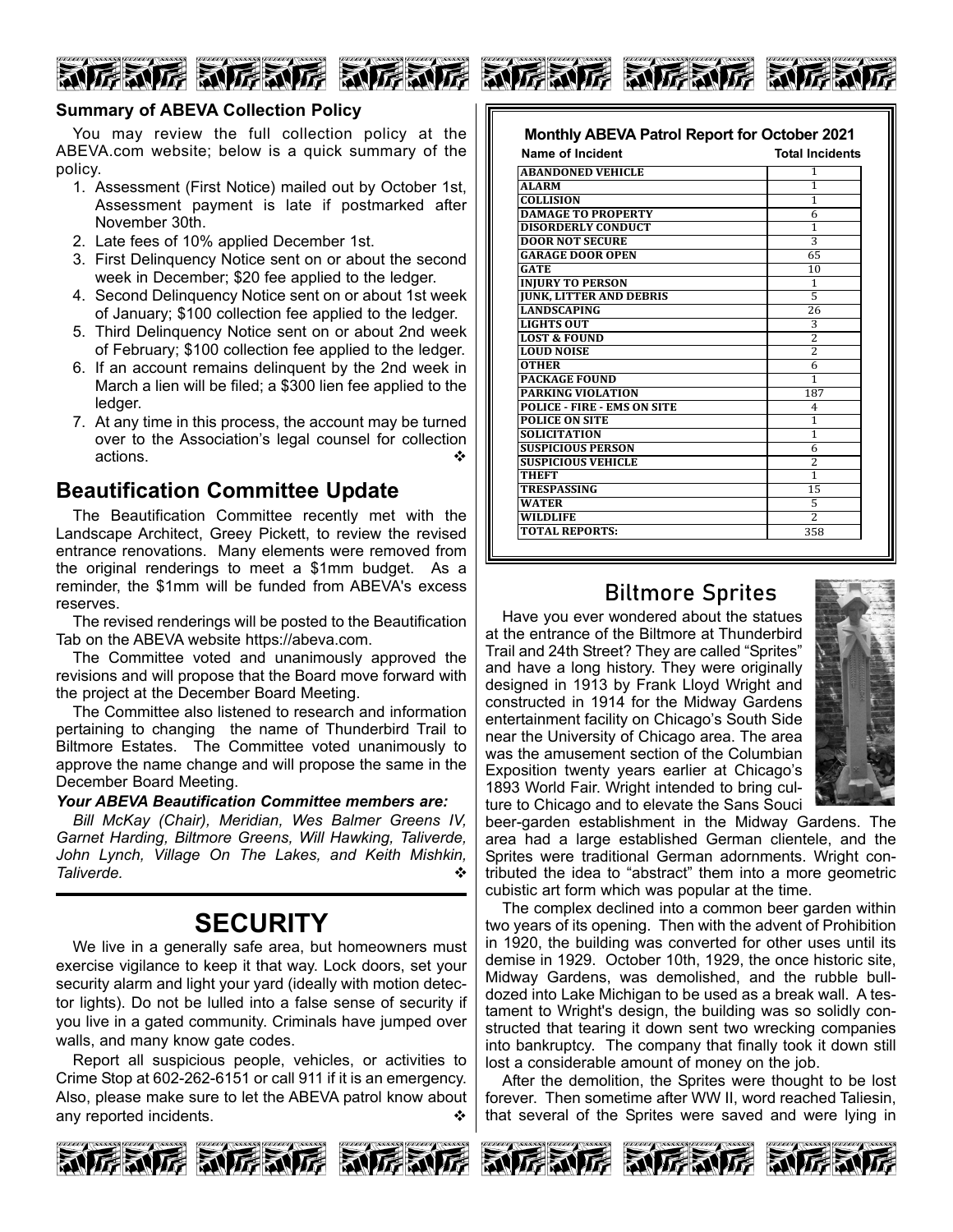**Summary of ABEVA Collection Policy**

You may review the full collection policy at the ABEVA.com website; below is a quick summary of the policy.

1. Assessment (First Notice) mailed out by October 1st, Assessment payment is late if postmarked after November 30th.
2. Late fees of 10% applied December 1st.
3. First Delinquency Notice sent on or about the second week in December; $20 fee applied to the ledger.
4. Second Delinquency Notice sent on or about 1st week of January; $100 collection fee applied to the ledger.
5. Third Delinquency Notice sent on or about 2nd week of February; $100 collection fee applied to the ledger.
6. If an account remains delinquent by the 2nd week in March a lien will be filed; a $300 lien fee applied to the ledger.
7. At any time in this process, the account may be turned over to the Association's legal counsel for collection actions. ❖

## Beautification Committee Update

The Beautification Committee recently met with the Landscape Architect, Greey Pickett, to review the revised entrance renovations. Many elements were removed from the original renderings to meet a $1mm budget. As a reminder, the $1mm will be funded from ABEVA's excess reserves.

The revised renderings will be posted to the Beautification Tab on the ABEVA website https://abeva.com.

The Committee voted and unanimously approved the revisions and will propose that the Board move forward with the project at the December Board Meeting.

The Committee also listened to research and information pertaining to changing the name of Thunderbird Trail to Biltmore Estates. The Committee voted unanimously to approve the name change and will propose the same in the December Board Meeting.

***Your ABEVA Beautification Committee members are:***

*Bill McKay (Chair), Meridian, Wes Balmer Greens IV, Garnet Harding, Biltmore Greens, Will Hawking, Taliverde, John Lynch, Village On The Lakes, and Keith Mishkin, Taliverde.* ❖

# SECURITY

We live in a generally safe area, but homeowners must exercise vigilance to keep it that way. Lock doors, set your security alarm and light your yard (ideally with motion detector lights). Do not be lulled into a false sense of security if you live in a gated community. Criminals have jumped over walls, and many know gate codes.

Report all suspicious people, vehicles, or activities to Crime Stop at 602-262-6151 or call 911 if it is an emergency. Also, please make sure to let the ABEVA patrol know about any reported incidents. ❖

**Monthly ABEVA Patrol Report for October 2021**

| Name of Incident | Total Incidents |
|---|---|
| ABANDONED VEHICLE | 1 |
| ALARM | 1 |
| COLLISION | 1 |
| DAMAGE TO PROPERTY | 6 |
| DISORDERLY CONDUCT | 1 |
| DOOR NOT SECURE | 3 |
| GARAGE DOOR OPEN | 65 |
| GATE | 10 |
| INJURY TO PERSON | 1 |
| JUNK, LITTER AND DEBRIS | 5 |
| LANDSCAPING | 26 |
| LIGHTS OUT | 3 |
| LOST & FOUND | 2 |
| LOUD NOISE | 2 |
| OTHER | 6 |
| PACKAGE FOUND | 1 |
| PARKING VIOLATION | 187 |
| POLICE - FIRE - EMS ON SITE | 4 |
| POLICE ON SITE | 1 |
| SOLICITATION | 1 |
| SUSPICIOUS PERSON | 6 |
| SUSPICIOUS VEHICLE | 2 |
| THEFT | 1 |
| TRESPASSING | 15 |
| WATER | 5 |
| WILDLIFE | 2 |
| TOTAL REPORTS: | 358 |

## Biltmore Sprites

Have you ever wondered about the statues at the entrance of the Biltmore at Thunderbird Trail and 24th Street? They are called "Sprites" and have a long history. They were originally designed in 1913 by Frank Lloyd Wright and constructed in 1914 for the Midway Gardens entertainment facility on Chicago's South Side near the University of Chicago area. The area was the amusement section of the Columbian Exposition twenty years earlier at Chicago's 1893 World Fair. Wright intended to bring culture to Chicago and to elevate the Sans Souci beer-garden establishment in the Midway Gardens. The area had a large established German clientele, and the Sprites were traditional German adornments. Wright contributed the idea to "abstract" them into a more geometric cubistic art form which was popular at the time.

The complex declined into a common beer garden within two years of its opening. Then with the advent of Prohibition in 1920, the building was converted for other uses until its demise in 1929. October 10th, 1929, the once historic site, Midway Gardens, was demolished, and the rubble bulldozed into Lake Michigan to be used as a break wall. A testament to Wright's design, the building was so solidly constructed that tearing it down sent two wrecking companies into bankruptcy. The company that finally took it down still lost a considerable amount of money on the job.

After the demolition, the Sprites were thought to be lost forever. Then sometime after WW II, word reached Taliesin, that several of the Sprites were saved and were lying in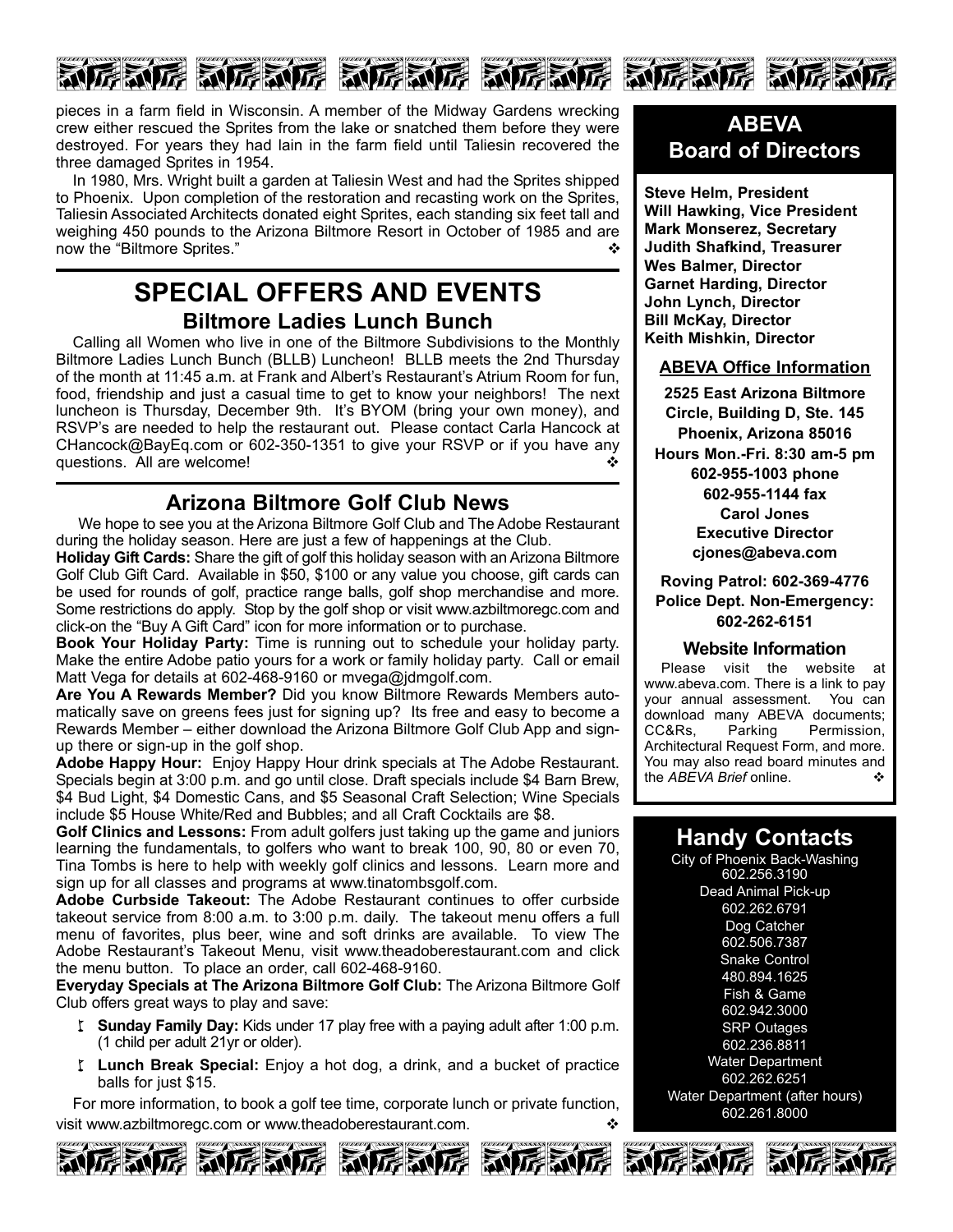pieces in a farm field in Wisconsin. A member of the Midway Gardens wrecking crew either rescued the Sprites from the lake or snatched them before they were destroyed. For years they had lain in the farm field until Taliesin recovered the three damaged Sprites in 1954.

In 1980, Mrs. Wright built a garden at Taliesin West and had the Sprites shipped to Phoenix. Upon completion of the restoration and recasting work on the Sprites, Taliesin Associated Architects donated eight Sprites, each standing six feet tall and weighing 450 pounds to the Arizona Biltmore Resort in October of 1985 and are now the "Biltmore Sprites." ❖

# SPECIAL OFFERS AND EVENTS

## Biltmore Ladies Lunch Bunch

Calling all Women who live in one of the Biltmore Subdivisions to the Monthly Biltmore Ladies Lunch Bunch (BLLB) Luncheon! BLLB meets the 2nd Thursday of the month at 11:45 a.m. at Frank and Albert's Restaurant's Atrium Room for fun, food, friendship and just a casual time to get to know your neighbors! The next luncheon is Thursday, December 9th. It's BYOM (bring your own money), and RSVP's are needed to help the restaurant out. Please contact Carla Hancock at CHancock@BayEq.com or 602-350-1351 to give your RSVP or if you have any questions. All are welcome! ❖

## Arizona Biltmore Golf Club News

We hope to see you at the Arizona Biltmore Golf Club and The Adobe Restaurant during the holiday season. Here are just a few of happenings at the Club.

**Holiday Gift Cards:** Share the gift of golf this holiday season with an Arizona Biltmore Golf Club Gift Card. Available in $50, $100 or any value you choose, gift cards can be used for rounds of golf, practice range balls, golf shop merchandise and more. Some restrictions do apply. Stop by the golf shop or visit www.azbiltmoregc.com and click-on the "Buy A Gift Card" icon for more information or to purchase.

**Book Your Holiday Party:** Time is running out to schedule your holiday party. Make the entire Adobe patio yours for a work or family holiday party. Call or email Matt Vega for details at 602-468-9160 or mvega@jdmgolf.com.

**Are You A Rewards Member?** Did you know Biltmore Rewards Members automatically save on greens fees just for signing up? Its free and easy to become a Rewards Member – either download the Arizona Biltmore Golf Club App and sign-up there or sign-up in the golf shop.

**Adobe Happy Hour:** Enjoy Happy Hour drink specials at The Adobe Restaurant. Specials begin at 3:00 p.m. and go until close. Draft specials include $4 Barn Brew, $4 Bud Light, $4 Domestic Cans, and $5 Seasonal Craft Selection; Wine Specials include $5 House White/Red and Bubbles; and all Craft Cocktails are $8.

**Golf Clinics and Lessons:** From adult golfers just taking up the game and juniors learning the fundamentals, to golfers who want to break 100, 90, 80 or even 70, Tina Tombs is here to help with weekly golf clinics and lessons. Learn more and sign up for all classes and programs at www.tinatombsgolf.com.

**Adobe Curbside Takeout:** The Adobe Restaurant continues to offer curbside takeout service from 8:00 a.m. to 3:00 p.m. daily. The takeout menu offers a full menu of favorites, plus beer, wine and soft drinks are available. To view The Adobe Restaurant's Takeout Menu, visit www.theadoberestaurant.com and click the menu button. To place an order, call 602-468-9160.

**Everyday Specials at The Arizona Biltmore Golf Club:** The Arizona Biltmore Golf Club offers great ways to play and save:

- **Sunday Family Day:** Kids under 17 play free with a paying adult after 1:00 p.m. (1 child per adult 21yr or older).
- **Lunch Break Special:** Enjoy a hot dog, a drink, and a bucket of practice balls for just $15.

For more information, to book a golf tee time, corporate lunch or private function, visit www.azbiltmoregc.com or www.theadoberestaurant.com. ❖

## ABEVA Board of Directors

**Steve Helm, President**
**Will Hawking, Vice President**
**Mark Monserez, Secretary**
**Judith Shafkind, Treasurer**
**Wes Balmer, Director**
**Garnet Harding, Director**
**John Lynch, Director**
**Bill McKay, Director**
**Keith Mishkin, Director**

### ABEVA Office Information

**2525 East Arizona Biltmore Circle, Building D, Ste. 145**
**Phoenix, Arizona 85016**
**Hours Mon.-Fri. 8:30 am-5 pm**
**602-955-1003 phone**
**602-955-1144 fax**
**Carol Jones**
**Executive Director**
**cjones@abeva.com**

**Roving Patrol: 602-369-4776**
**Police Dept. Non-Emergency: 602-262-6151**

### Website Information

Please visit the website at www.abeva.com. There is a link to pay your annual assessment. You can download many ABEVA documents; CC&Rs, Parking Permission, Architectural Request Form, and more. You may also read board minutes and the *ABEVA Brief* online. ❖

## Handy Contacts

City of Phoenix Back-Washing
602.256.3190
Dead Animal Pick-up
602.262.6791
Dog Catcher
602.506.7387
Snake Control
480.894.1625
Fish & Game
602.942.3000
SRP Outages
602.236.8811
Water Department
602.262.6251
Water Department (after hours)
602.261.8000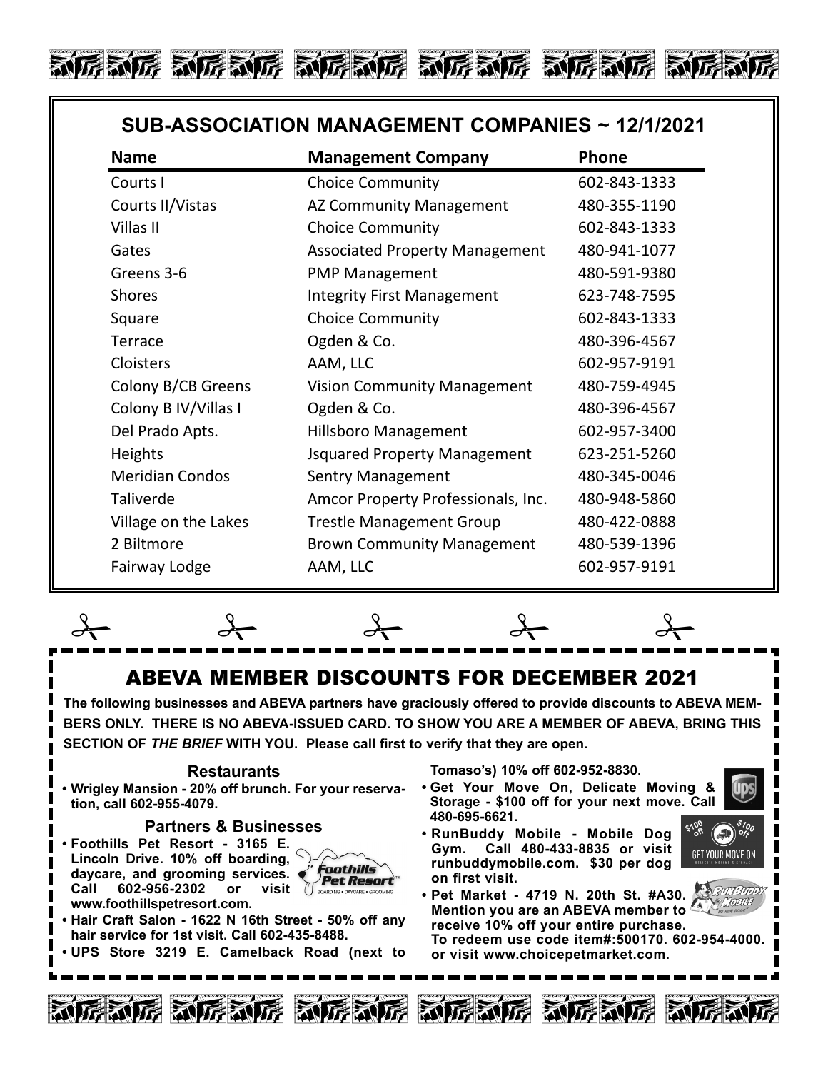## SUB-ASSOCIATION MANAGEMENT COMPANIES ~ 12/1/2021

| Name | Management Company | Phone |
| --- | --- | --- |
| Courts I | Choice Community | 602-843-1333 |
| Courts II/Vistas | AZ Community Management | 480-355-1190 |
| Villas II | Choice Community | 602-843-1333 |
| Gates | Associated Property Management | 480-941-1077 |
| Greens 3-6 | PMP Management | 480-591-9380 |
| Shores | Integrity First Management | 623-748-7595 |
| Square | Choice Community | 602-843-1333 |
| Terrace | Ogden & Co. | 480-396-4567 |
| Cloisters | AAM, LLC | 602-957-9191 |
| Colony B/CB Greens | Vision Community Management | 480-759-4945 |
| Colony B IV/Villas I | Ogden & Co. | 480-396-4567 |
| Del Prado Apts. | Hillsboro Management | 602-957-3400 |
| Heights | Jsquared Property Management | 623-251-5260 |
| Meridian Condos | Sentry Management | 480-345-0046 |
| Taliverde | Amcor Property Professionals, Inc. | 480-948-5860 |
| Village on the Lakes | Trestle Management Group | 480-422-0888 |
| 2 Biltmore | Brown Community Management | 480-539-1396 |
| Fairway Lodge | AAM, LLC | 602-957-9191 |

## ABEVA MEMBER DISCOUNTS FOR DECEMBER 2021

**The following businesses and ABEVA partners have graciously offered to provide discounts to ABEVA MEMBERS ONLY. THERE IS NO ABEVA-ISSUED CARD. TO SHOW YOU ARE A MEMBER OF ABEVA, BRING THIS SECTION OF *THE BRIEF* WITH YOU. Please call first to verify that they are open.**

### Restaurants

- **Wrigley Mansion - 20% off brunch. For your reservation, call 602-955-4079.**

### Partners & Businesses

- **Foothills Pet Resort - 3165 E. Lincoln Drive. 10% off boarding, daycare, and grooming services. Call 602-956-2302 or visit www.foothillspetresort.com.**
- **Hair Craft Salon - 1622 N 16th Street - 50% off any hair service for 1st visit. Call 602-435-8488.**
- **UPS Store 3219 E. Camelback Road (next to Tomaso's) 10% off 602-952-8830.**
- **Get Your Move On, Delicate Moving & Storage - $100 off for your next move. Call 480-695-6621.**
- **RunBuddy Mobile - Mobile Dog Gym. Call 480-433-8835 or visit runbuddymobile.com. $30 per dog on first visit.**
- **Pet Market - 4719 N. 20th St. #A30. Mention you are an ABEVA member to receive 10% off your entire purchase. To redeem use code item#:500170. 602-954-4000. or visit www.choicepetmarket.com.**